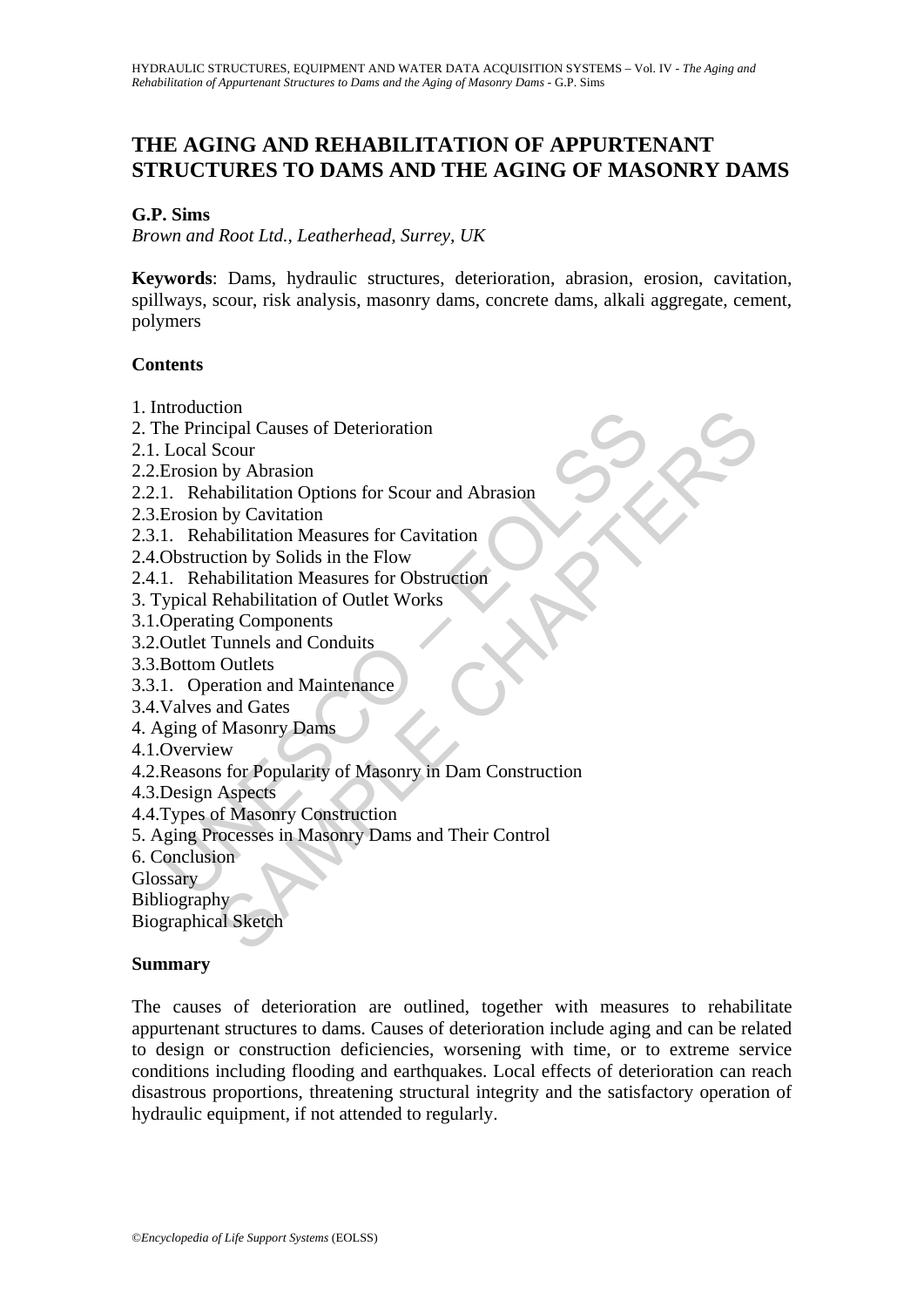# THE AGING AND REHABILITATION OF APPURTENANT STRUCTURES TO DAMS AND THE AGING OF MASONRY DAMS

**G.P. Sims**

*Brown and Root Ltd., Leatherhead, Surrey, UK*

**Keywords**: Dams, hydraulic structures, deterioration, abrasion, erosion, cavitation, spillways, scour, risk analysis, masonry dams, concrete dams, alkali aggregate, cement, polymers

## Contents

1. Introduction
2. The Principal Causes of Deterioration
2.1. Local Scour
2.2. Erosion by Abrasion
2.2.1. Rehabilitation Options for Scour and Abrasion
2.3. Erosion by Cavitation
2.3.1. Rehabilitation Measures for Cavitation
2.4. Obstruction by Solids in the Flow
2.4.1. Rehabilitation Measures for Obstruction
3. Typical Rehabilitation of Outlet Works
3.1. Operating Components
3.2. Outlet Tunnels and Conduits
3.3. Bottom Outlets
3.3.1. Operation and Maintenance
3.4. Valves and Gates
4. Aging of Masonry Dams
4.1. Overview
4.2. Reasons for Popularity of Masonry in Dam Construction
4.3. Design Aspects
4.4. Types of Masonry Construction
5. Aging Processes in Masonry Dams and Their Control
6. Conclusion

Glossary

Bibliography

Biographical Sketch

## Summary

The causes of deterioration are outlined, together with measures to rehabilitate appurtenant structures to dams. Causes of deterioration include aging and can be related to design or construction deficiencies, worsening with time, or to extreme service conditions including flooding and earthquakes. Local effects of deterioration can reach disastrous proportions, threatening structural integrity and the satisfactory operation of hydraulic equipment, if not attended to regularly.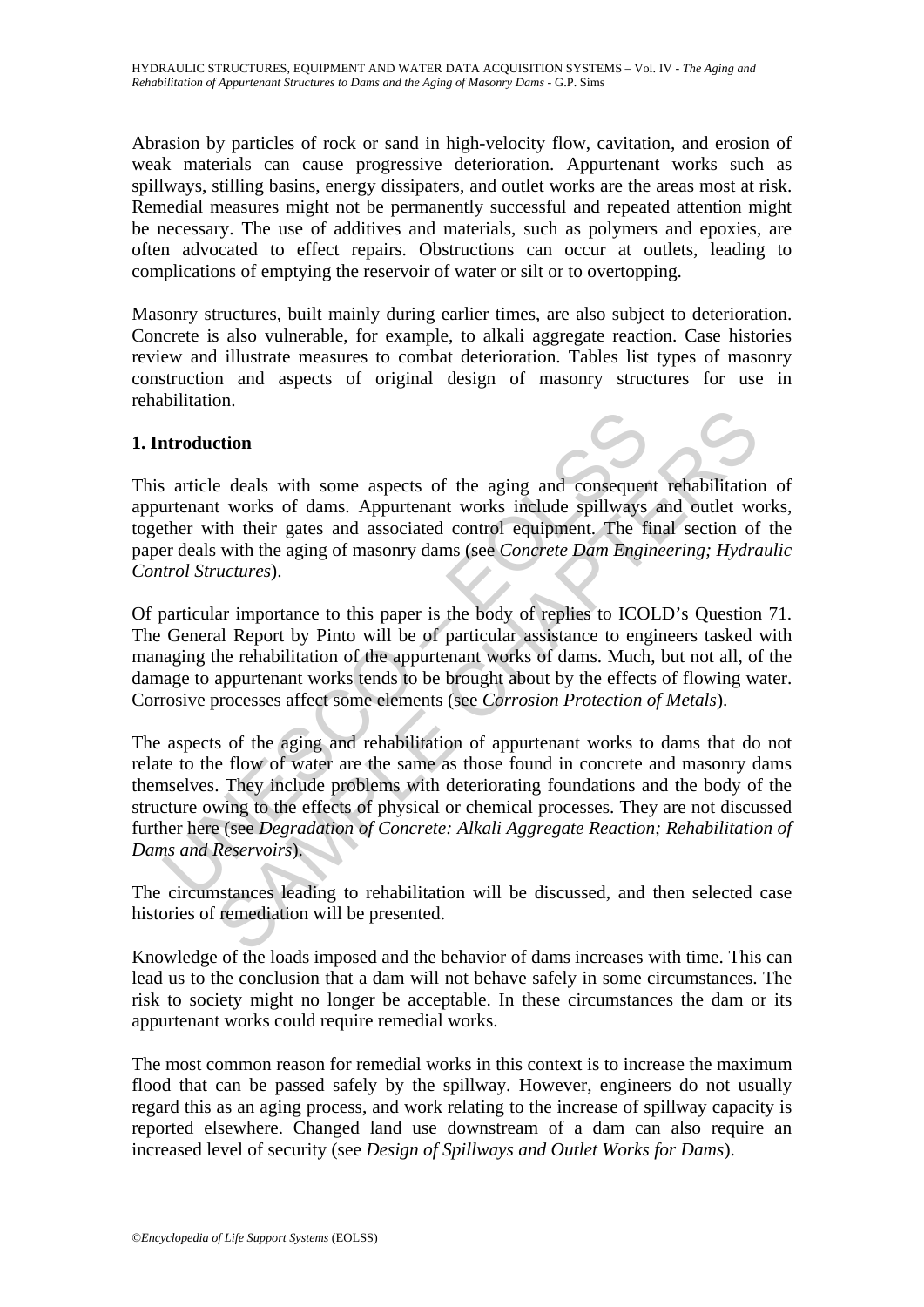Abrasion by particles of rock or sand in high-velocity flow, cavitation, and erosion of weak materials can cause progressive deterioration. Appurtenant works such as spillways, stilling basins, energy dissipaters, and outlet works are the areas most at risk. Remedial measures might not be permanently successful and repeated attention might be necessary. The use of additives and materials, such as polymers and epoxies, are often advocated to effect repairs. Obstructions can occur at outlets, leading to complications of emptying the reservoir of water or silt or to overtopping.

Masonry structures, built mainly during earlier times, are also subject to deterioration. Concrete is also vulnerable, for example, to alkali aggregate reaction. Case histories review and illustrate measures to combat deterioration. Tables list types of masonry construction and aspects of original design of masonry structures for use in rehabilitation.

## 1. Introduction

This article deals with some aspects of the aging and consequent rehabilitation of appurtenant works of dams. Appurtenant works include spillways and outlet works, together with their gates and associated control equipment. The final section of the paper deals with the aging of masonry dams (see *Concrete Dam Engineering; Hydraulic Control Structures*).

Of particular importance to this paper is the body of replies to ICOLD's Question 71. The General Report by Pinto will be of particular assistance to engineers tasked with managing the rehabilitation of the appurtenant works of dams. Much, but not all, of the damage to appurtenant works tends to be brought about by the effects of flowing water. Corrosive processes affect some elements (see *Corrosion Protection of Metals*).

The aspects of the aging and rehabilitation of appurtenant works to dams that do not relate to the flow of water are the same as those found in concrete and masonry dams themselves. They include problems with deteriorating foundations and the body of the structure owing to the effects of physical or chemical processes. They are not discussed further here (see *Degradation of Concrete: Alkali Aggregate Reaction; Rehabilitation of Dams and Reservoirs*).

The circumstances leading to rehabilitation will be discussed, and then selected case histories of remediation will be presented.

Knowledge of the loads imposed and the behavior of dams increases with time. This can lead us to the conclusion that a dam will not behave safely in some circumstances. The risk to society might no longer be acceptable. In these circumstances the dam or its appurtenant works could require remedial works.

The most common reason for remedial works in this context is to increase the maximum flood that can be passed safely by the spillway. However, engineers do not usually regard this as an aging process, and work relating to the increase of spillway capacity is reported elsewhere. Changed land use downstream of a dam can also require an increased level of security (see *Design of Spillways and Outlet Works for Dams*).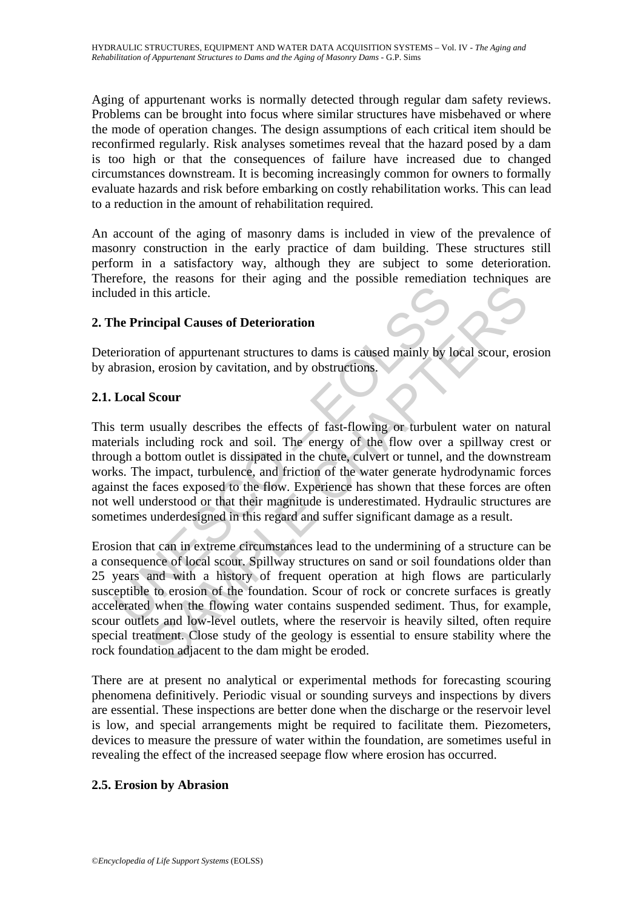Aging of appurtenant works is normally detected through regular dam safety reviews. Problems can be brought into focus where similar structures have misbehaved or where the mode of operation changes. The design assumptions of each critical item should be reconfirmed regularly. Risk analyses sometimes reveal that the hazard posed by a dam is too high or that the consequences of failure have increased due to changed circumstances downstream. It is becoming increasingly common for owners to formally evaluate hazards and risk before embarking on costly rehabilitation works. This can lead to a reduction in the amount of rehabilitation required.

An account of the aging of masonry dams is included in view of the prevalence of masonry construction in the early practice of dam building. These structures still perform in a satisfactory way, although they are subject to some deterioration. Therefore, the reasons for their aging and the possible remediation techniques are included in this article.

## 2. The Principal Causes of Deterioration

Deterioration of appurtenant structures to dams is caused mainly by local scour, erosion by abrasion, erosion by cavitation, and by obstructions.

### 2.1. Local Scour

This term usually describes the effects of fast-flowing or turbulent water on natural materials including rock and soil. The energy of the flow over a spillway crest or through a bottom outlet is dissipated in the chute, culvert or tunnel, and the downstream works. The impact, turbulence, and friction of the water generate hydrodynamic forces against the faces exposed to the flow. Experience has shown that these forces are often not well understood or that their magnitude is underestimated. Hydraulic structures are sometimes underdesigned in this regard and suffer significant damage as a result.

Erosion that can in extreme circumstances lead to the undermining of a structure can be a consequence of local scour. Spillway structures on sand or soil foundations older than 25 years and with a history of frequent operation at high flows are particularly susceptible to erosion of the foundation. Scour of rock or concrete surfaces is greatly accelerated when the flowing water contains suspended sediment. Thus, for example, scour outlets and low-level outlets, where the reservoir is heavily silted, often require special treatment. Close study of the geology is essential to ensure stability where the rock foundation adjacent to the dam might be eroded.

There are at present no analytical or experimental methods for forecasting scouring phenomena definitively. Periodic visual or sounding surveys and inspections by divers are essential. These inspections are better done when the discharge or the reservoir level is low, and special arrangements might be required to facilitate them. Piezometers, devices to measure the pressure of water within the foundation, are sometimes useful in revealing the effect of the increased seepage flow where erosion has occurred.

### 2.5. Erosion by Abrasion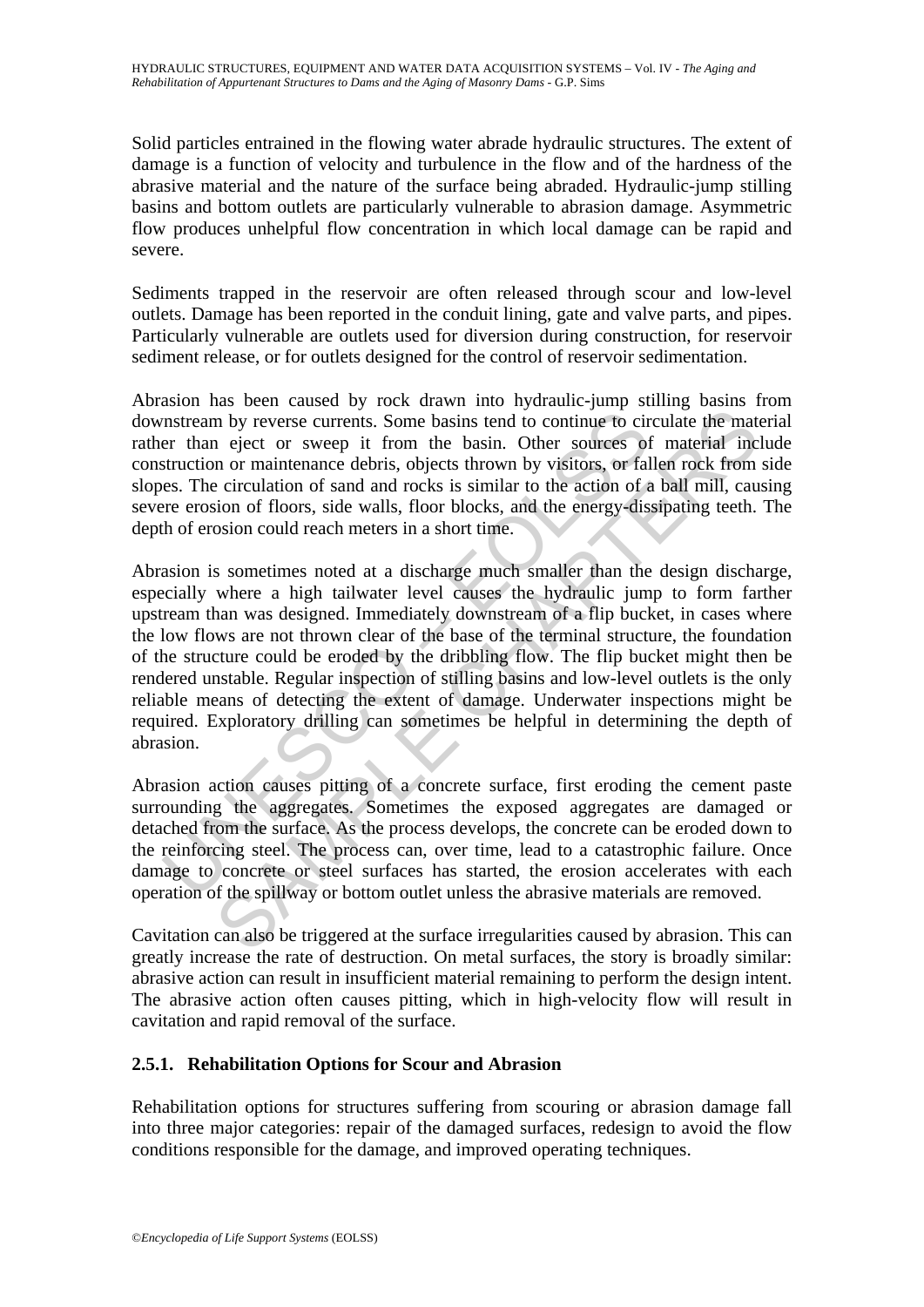Solid particles entrained in the flowing water abrade hydraulic structures. The extent of damage is a function of velocity and turbulence in the flow and of the hardness of the abrasive material and the nature of the surface being abraded. Hydraulic-jump stilling basins and bottom outlets are particularly vulnerable to abrasion damage. Asymmetric flow produces unhelpful flow concentration in which local damage can be rapid and severe.

Sediments trapped in the reservoir are often released through scour and low-level outlets. Damage has been reported in the conduit lining, gate and valve parts, and pipes. Particularly vulnerable are outlets used for diversion during construction, for reservoir sediment release, or for outlets designed for the control of reservoir sedimentation.

Abrasion has been caused by rock drawn into hydraulic-jump stilling basins from downstream by reverse currents. Some basins tend to continue to circulate the material rather than eject or sweep it from the basin. Other sources of material include construction or maintenance debris, objects thrown by visitors, or fallen rock from side slopes. The circulation of sand and rocks is similar to the action of a ball mill, causing severe erosion of floors, side walls, floor blocks, and the energy-dissipating teeth. The depth of erosion could reach meters in a short time.

Abrasion is sometimes noted at a discharge much smaller than the design discharge, especially where a high tailwater level causes the hydraulic jump to form farther upstream than was designed. Immediately downstream of a flip bucket, in cases where the low flows are not thrown clear of the base of the terminal structure, the foundation of the structure could be eroded by the dribbling flow. The flip bucket might then be rendered unstable. Regular inspection of stilling basins and low-level outlets is the only reliable means of detecting the extent of damage. Underwater inspections might be required. Exploratory drilling can sometimes be helpful in determining the depth of abrasion.

Abrasion action causes pitting of a concrete surface, first eroding the cement paste surrounding the aggregates. Sometimes the exposed aggregates are damaged or detached from the surface. As the process develops, the concrete can be eroded down to the reinforcing steel. The process can, over time, lead to a catastrophic failure. Once damage to concrete or steel surfaces has started, the erosion accelerates with each operation of the spillway or bottom outlet unless the abrasive materials are removed.

Cavitation can also be triggered at the surface irregularities caused by abrasion. This can greatly increase the rate of destruction. On metal surfaces, the story is broadly similar: abrasive action can result in insufficient material remaining to perform the design intent. The abrasive action often causes pitting, which in high-velocity flow will result in cavitation and rapid removal of the surface.

### 2.5.1. Rehabilitation Options for Scour and Abrasion

Rehabilitation options for structures suffering from scouring or abrasion damage fall into three major categories: repair of the damaged surfaces, redesign to avoid the flow conditions responsible for the damage, and improved operating techniques.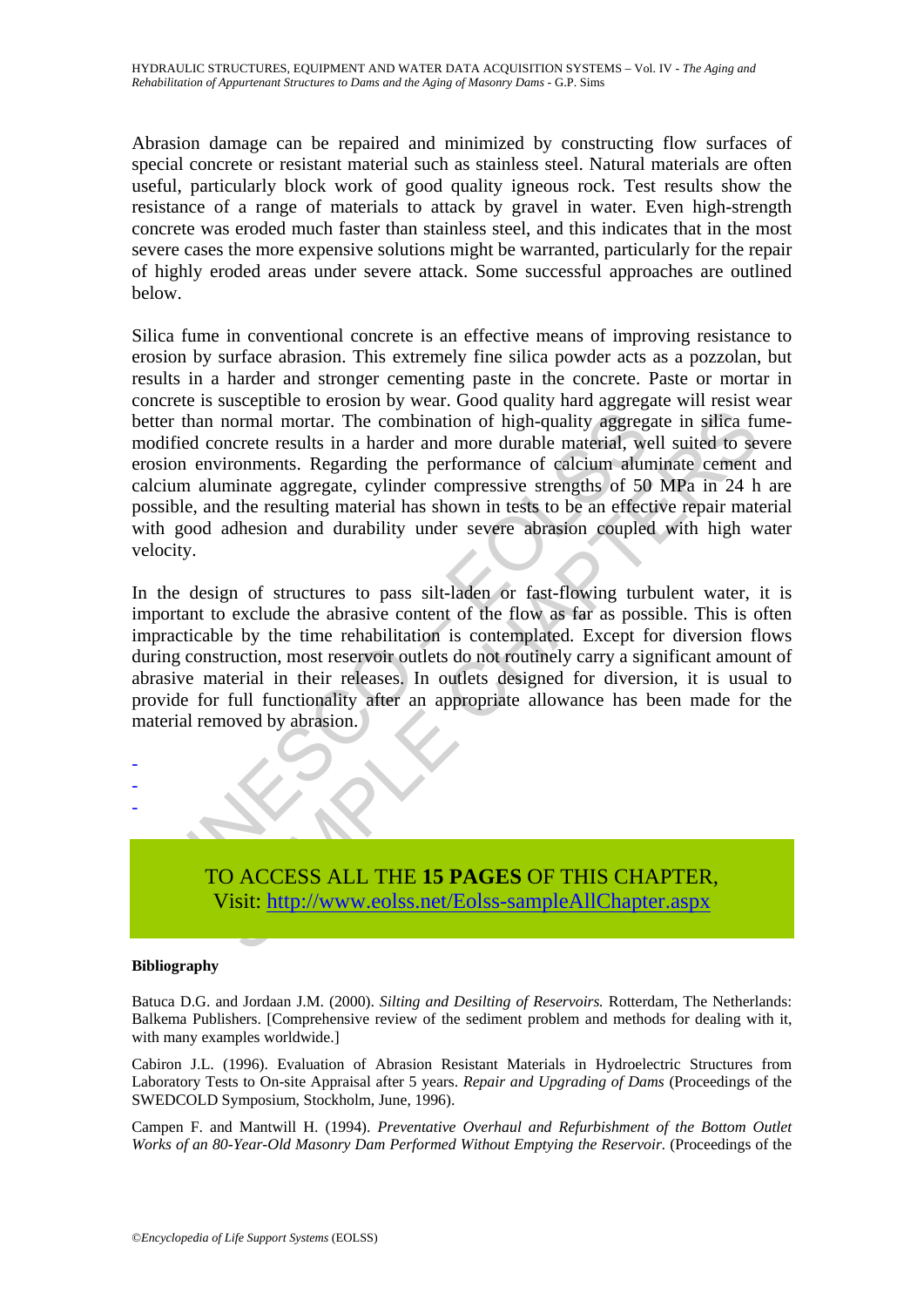Abrasion damage can be repaired and minimized by constructing flow surfaces of special concrete or resistant material such as stainless steel. Natural materials are often useful, particularly block work of good quality igneous rock. Test results show the resistance of a range of materials to attack by gravel in water. Even high-strength concrete was eroded much faster than stainless steel, and this indicates that in the most severe cases the more expensive solutions might be warranted, particularly for the repair of highly eroded areas under severe attack. Some successful approaches are outlined below.

Silica fume in conventional concrete is an effective means of improving resistance to erosion by surface abrasion. This extremely fine silica powder acts as a pozzolan, but results in a harder and stronger cementing paste in the concrete. Paste or mortar in concrete is susceptible to erosion by wear. Good quality hard aggregate will resist wear better than normal mortar. The combination of high-quality aggregate in silica fume-modified concrete results in a harder and more durable material, well suited to severe erosion environments. Regarding the performance of calcium aluminate cement and calcium aluminate aggregate, cylinder compressive strengths of 50 MPa in 24 h are possible, and the resulting material has shown in tests to be an effective repair material with good adhesion and durability under severe abrasion coupled with high water velocity.

In the design of structures to pass silt-laden or fast-flowing turbulent water, it is important to exclude the abrasive content of the flow as far as possible. This is often impracticable by the time rehabilitation is contemplated. Except for diversion flows during construction, most reservoir outlets do not routinely carry a significant amount of abrasive material in their releases. In outlets designed for diversion, it is usual to provide for full functionality after an appropriate allowance has been made for the material removed by abrasion.

-
-
-

TO ACCESS ALL THE **15 PAGES** OF THIS CHAPTER,
Visit: http://www.eolss.net/Eolss-sampleAllChapter.aspx

**Bibliography**

Batuca D.G. and Jordaan J.M. (2000). *Silting and Desilting of Reservoirs.* Rotterdam, The Netherlands: Balkema Publishers. [Comprehensive review of the sediment problem and methods for dealing with it, with many examples worldwide.]

Cabiron J.L. (1996). Evaluation of Abrasion Resistant Materials in Hydroelectric Structures from Laboratory Tests to On-site Appraisal after 5 years. *Repair and Upgrading of Dams* (Proceedings of the SWEDCOLD Symposium, Stockholm, June, 1996).

Campen F. and Mantwill H. (1994). *Preventative Overhaul and Refurbishment of the Bottom Outlet Works of an 80-Year-Old Masonry Dam Performed Without Emptying the Reservoir.* (Proceedings of the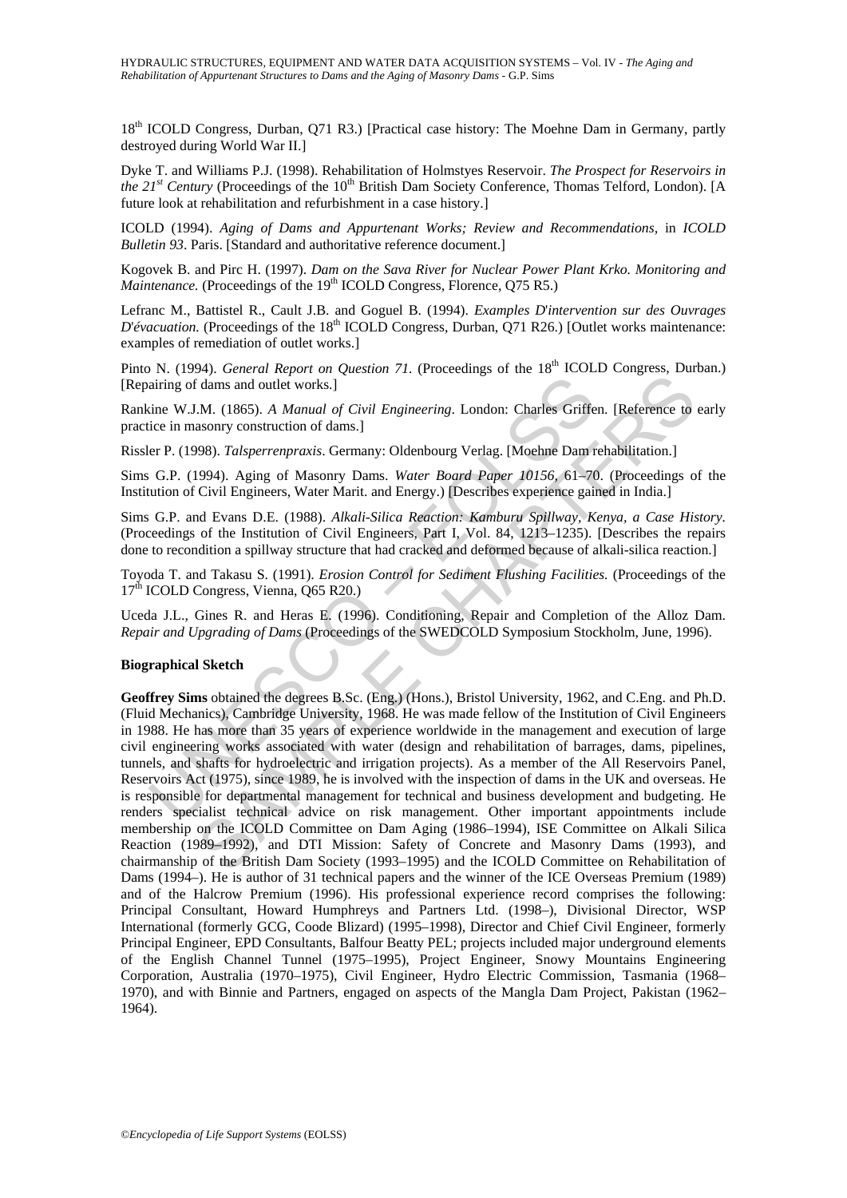18th ICOLD Congress, Durban, Q71 R3.) [Practical case history: The Moehne Dam in Germany, partly destroyed during World War II.]

Dyke T. and Williams P.J. (1998). Rehabilitation of Holmstyes Reservoir. *The Prospect for Reservoirs in the 21st Century* (Proceedings of the 10th British Dam Society Conference, Thomas Telford, London). [A future look at rehabilitation and refurbishment in a case history.]

ICOLD (1994). *Aging of Dams and Appurtenant Works; Review and Recommendations*, in *ICOLD Bulletin 93*. Paris. [Standard and authoritative reference document.]

Kogovek B. and Pirc H. (1997). *Dam on the Sava River for Nuclear Power Plant Krko. Monitoring and Maintenance.* (Proceedings of the 19th ICOLD Congress, Florence, Q75 R5.)

Lefranc M., Battistel R., Cault J.B. and Goguel B. (1994). *Examples D'intervention sur des Ouvrages D'évacuation.* (Proceedings of the 18th ICOLD Congress, Durban, Q71 R26.) [Outlet works maintenance: examples of remediation of outlet works.]

Pinto N. (1994). *General Report on Question 71.* (Proceedings of the 18th ICOLD Congress, Durban.) [Repairing of dams and outlet works.]

Rankine W.J.M. (1865). *A Manual of Civil Engineering*. London: Charles Griffen. [Reference to early practice in masonry construction of dams.]

Rissler P. (1998). *Talsperrenpraxis*. Germany: Oldenbourg Verlag. [Moehne Dam rehabilitation.]

Sims G.P. (1994). Aging of Masonry Dams. *Water Board Paper 10156*, 61–70. (Proceedings of the Institution of Civil Engineers, Water Marit. and Energy.) [Describes experience gained in India.]

Sims G.P. and Evans D.E. (1988). *Alkali-Silica Reaction: Kamburu Spillway, Kenya, a Case History.* (Proceedings of the Institution of Civil Engineers, Part I, Vol. 84, 1213–1235). [Describes the repairs done to recondition a spillway structure that had cracked and deformed because of alkali-silica reaction.]

Toyoda T. and Takasu S. (1991). *Erosion Control for Sediment Flushing Facilities.* (Proceedings of the 17th ICOLD Congress, Vienna, Q65 R20.)

Uceda J.L., Gines R. and Heras E. (1996). Conditioning, Repair and Completion of the Alloz Dam. *Repair and Upgrading of Dams* (Proceedings of the SWEDCOLD Symposium Stockholm, June, 1996).

**Biographical Sketch**

**Geoffrey Sims** obtained the degrees B.Sc. (Eng.) (Hons.), Bristol University, 1962, and C.Eng. and Ph.D. (Fluid Mechanics), Cambridge University, 1968. He was made fellow of the Institution of Civil Engineers in 1988. He has more than 35 years of experience worldwide in the management and execution of large civil engineering works associated with water (design and rehabilitation of barrages, dams, pipelines, tunnels, and shafts for hydroelectric and irrigation projects). As a member of the All Reservoirs Panel, Reservoirs Act (1975), since 1989, he is involved with the inspection of dams in the UK and overseas. He is responsible for departmental management for technical and business development and budgeting. He renders specialist technical advice on risk management. Other important appointments include membership on the ICOLD Committee on Dam Aging (1986–1994), ISE Committee on Alkali Silica Reaction (1989–1992), and DTI Mission: Safety of Concrete and Masonry Dams (1993), and chairmanship of the British Dam Society (1993–1995) and the ICOLD Committee on Rehabilitation of Dams (1994–). He is author of 31 technical papers and the winner of the ICE Overseas Premium (1989) and of the Halcrow Premium (1996). His professional experience record comprises the following: Principal Consultant, Howard Humphreys and Partners Ltd. (1998–), Divisional Director, WSP International (formerly GCG, Coode Blizard) (1995–1998), Director and Chief Civil Engineer, formerly Principal Engineer, EPD Consultants, Balfour Beatty PEL; projects included major underground elements of the English Channel Tunnel (1975–1995), Project Engineer, Snowy Mountains Engineering Corporation, Australia (1970–1975), Civil Engineer, Hydro Electric Commission, Tasmania (1968–1970), and with Binnie and Partners, engaged on aspects of the Mangla Dam Project, Pakistan (1962–1964).